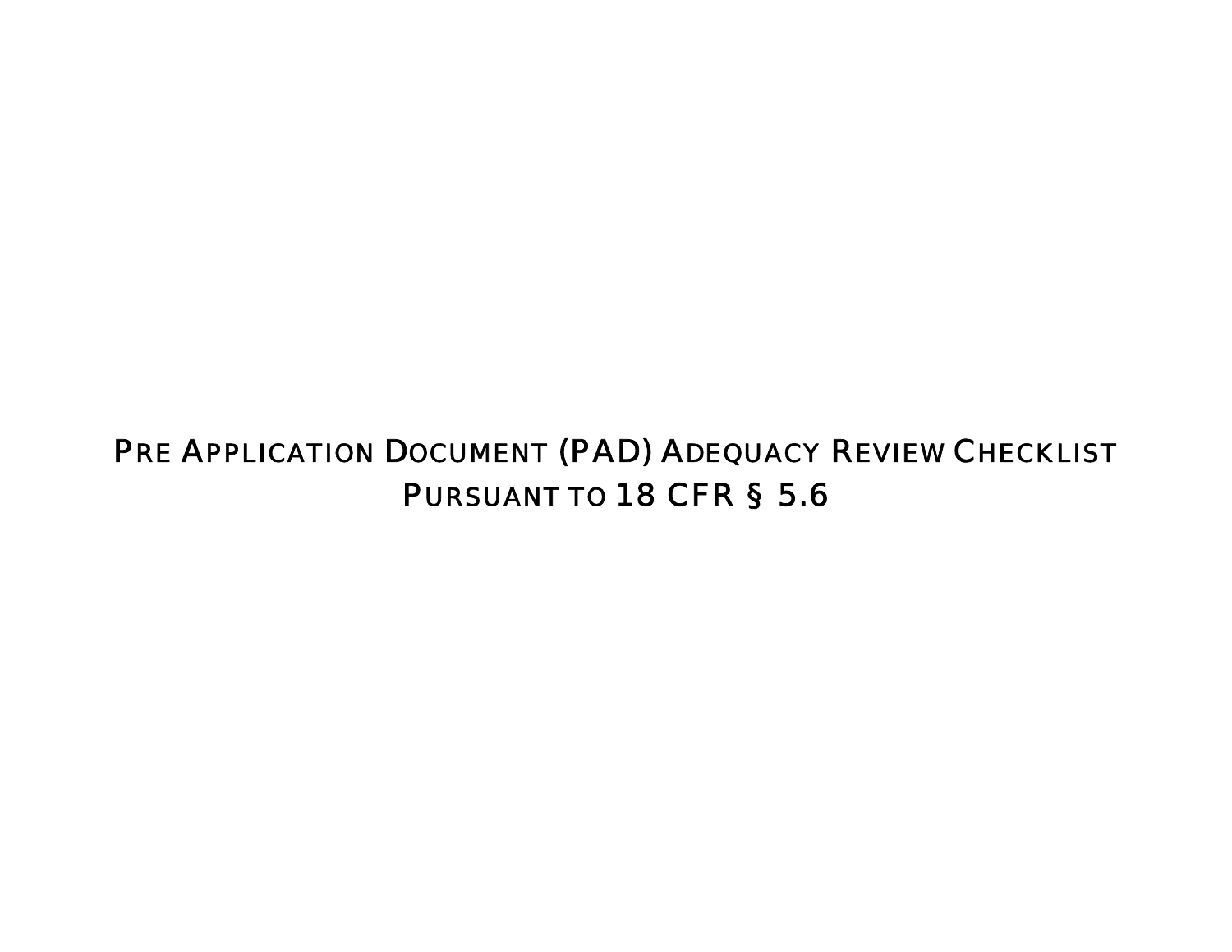# PRE APPLICATION DOCUMENT (PAD) ADEQUACY REVIEW CHECKLIST PURSUANT TO 18 CFR § 5.6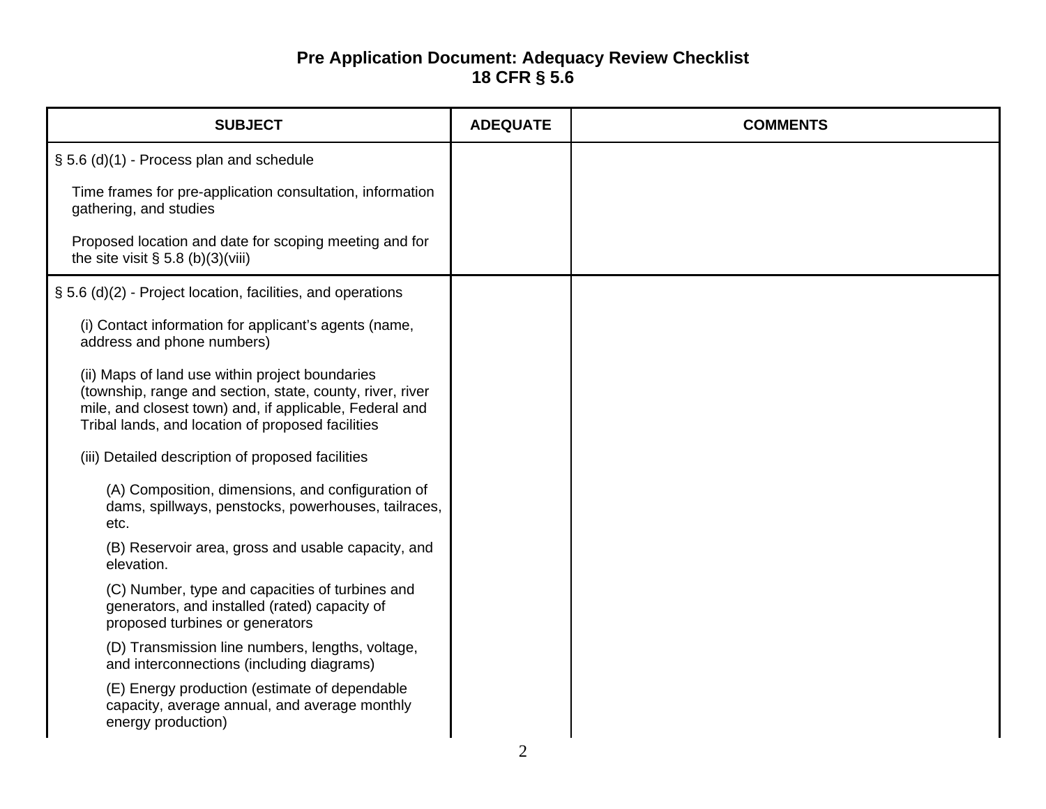# Pre Application Document: Adequacy Review Checklist
## 18 CFR § 5.6

| SUBJECT | ADEQUATE | COMMENTS |
|---|---|---|
| § 5.6 (d)(1) - Process plan and schedule | | |
| Time frames for pre-application consultation, information gathering, and studies | | |
| Proposed location and date for scoping meeting and for the site visit § 5.8 (b)(3)(viii) | | |
| § 5.6 (d)(2) - Project location, facilities, and operations | | |
| (i) Contact information for applicant's agents (name, address and phone numbers) | | |
| (ii) Maps of land use within project boundaries (township, range and section, state, county, river, river mile, and closest town) and, if applicable, Federal and Tribal lands, and location of proposed facilities | | |
| (iii) Detailed description of proposed facilities | | |
| (A) Composition, dimensions, and configuration of dams, spillways, penstocks, powerhouses, tailraces, etc. | | |
| (B) Reservoir area, gross and usable capacity, and elevation. | | |
| (C) Number, type and capacities of turbines and generators, and installed (rated) capacity of proposed turbines or generators | | |
| (D) Transmission line numbers, lengths, voltage, and interconnections (including diagrams) | | |
| (E) Energy production (estimate of dependable capacity, average annual, and average monthly energy production) | | |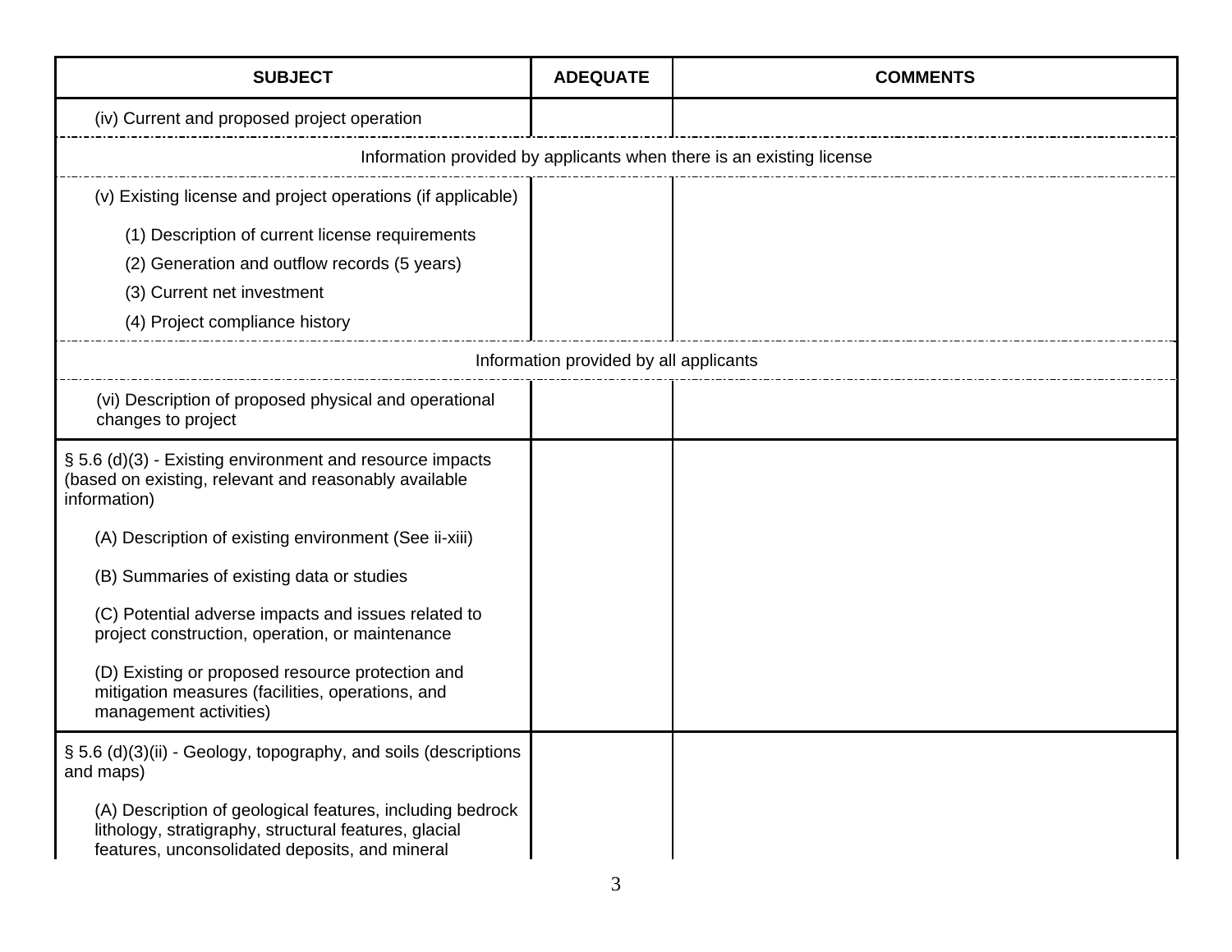| SUBJECT | ADEQUATE | COMMENTS |
|---|---|---|
| (iv) Current and proposed project operation | | |
| Information provided by applicants when there is an existing license | | |
| (v) Existing license and project operations (if applicable) | | |
| (1) Description of current license requirements | | |
| (2) Generation and outflow records (5 years) | | |
| (3) Current net investment | | |
| (4) Project compliance history | | |
| Information provided by all applicants | | |
| (vi) Description of proposed physical and operational changes to project | | |
| § 5.6 (d)(3) - Existing environment and resource impacts (based on existing, relevant and reasonably available information) | | |
| (A) Description of existing environment (See ii-xiii) | | |
| (B) Summaries of existing data or studies | | |
| (C) Potential adverse impacts and issues related to project construction, operation, or maintenance | | |
| (D) Existing or proposed resource protection and mitigation measures (facilities, operations, and management activities) | | |
| § 5.6 (d)(3)(ii) - Geology, topography, and soils (descriptions and maps) | | |
| (A) Description of geological features, including bedrock lithology, stratigraphy, structural features, glacial features, unconsolidated deposits, and mineral | | |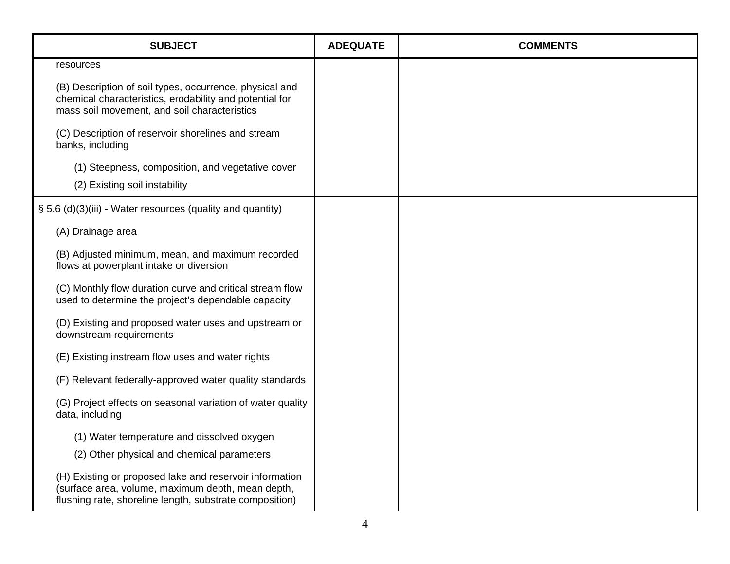| SUBJECT | ADEQUATE | COMMENTS |
| --- | --- | --- |
| resources<br><br>(B) Description of soil types, occurrence, physical and chemical characteristics, erodability and potential for mass soil movement, and soil characteristics<br><br>(C) Description of reservoir shorelines and stream banks, including<br><br>(1) Steepness, composition, and vegetative cover<br><br>(2) Existing soil instability | | |
| § 5.6 (d)(3)(iii) - Water resources (quality and quantity)<br><br>(A) Drainage area<br><br>(B) Adjusted minimum, mean, and maximum recorded flows at powerplant intake or diversion<br><br>(C) Monthly flow duration curve and critical stream flow used to determine the project's dependable capacity<br><br>(D) Existing and proposed water uses and upstream or downstream requirements<br><br>(E) Existing instream flow uses and water rights<br><br>(F) Relevant federally-approved water quality standards<br><br>(G) Project effects on seasonal variation of water quality data, including<br><br>(1) Water temperature and dissolved oxygen<br><br>(2) Other physical and chemical parameters<br><br>(H) Existing or proposed lake and reservoir information (surface area, volume, maximum depth, mean depth, flushing rate, shoreline length, substrate composition) | | |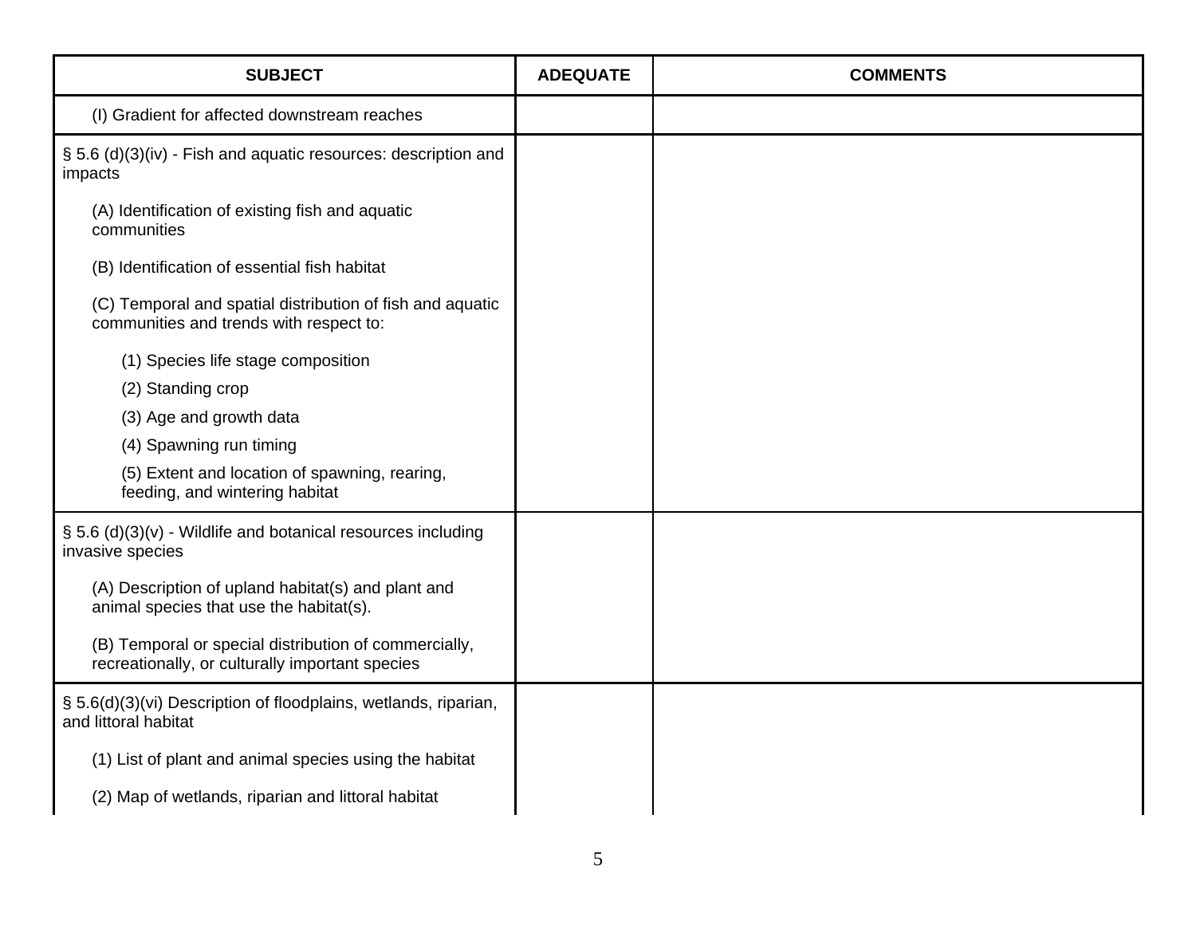| SUBJECT | ADEQUATE | COMMENTS |
|---|---|---|
| (I) Gradient for affected downstream reaches | | |
| § 5.6 (d)(3)(iv) - Fish and aquatic resources: description and impacts<br><br>(A) Identification of existing fish and aquatic communities<br><br>(B) Identification of essential fish habitat<br><br>(C) Temporal and spatial distribution of fish and aquatic communities and trends with respect to:<br><br>(1) Species life stage composition<br>(2) Standing crop<br>(3) Age and growth data<br>(4) Spawning run timing<br>(5) Extent and location of spawning, rearing, feeding, and wintering habitat | | |
| § 5.6 (d)(3)(v) - Wildlife and botanical resources including invasive species<br><br>(A) Description of upland habitat(s) and plant and animal species that use the habitat(s).<br><br>(B) Temporal or special distribution of commercially, recreationally, or culturally important species | | |
| § 5.6(d)(3)(vi) Description of floodplains, wetlands, riparian, and littoral habitat<br><br>(1) List of plant and animal species using the habitat<br><br>(2) Map of wetlands, riparian and littoral habitat | | |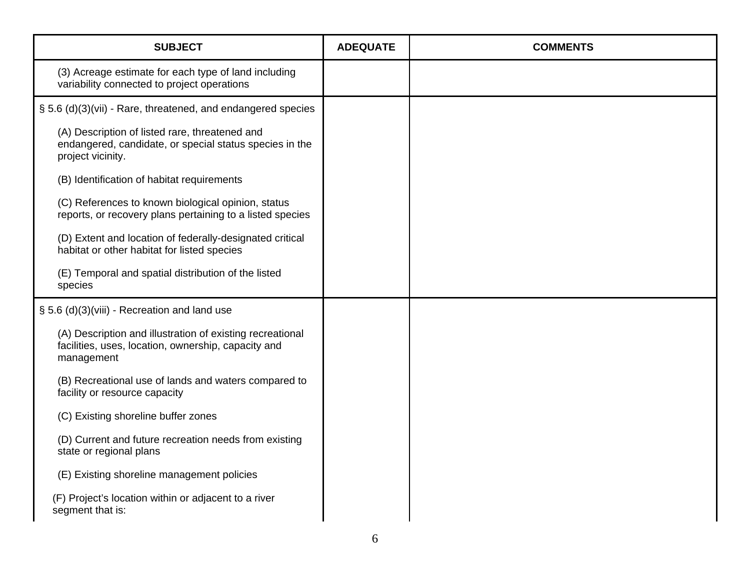| SUBJECT | ADEQUATE | COMMENTS |
|---|---|---|
| (3) Acreage estimate for each type of land including variability connected to project operations | | |
| § 5.6 (d)(3)(vii) - Rare, threatened, and endangered species<br><br>(A) Description of listed rare, threatened and endangered, candidate, or special status species in the project vicinity.<br><br>(B) Identification of habitat requirements<br><br>(C) References to known biological opinion, status reports, or recovery plans pertaining to a listed species<br><br>(D) Extent and location of federally-designated critical habitat or other habitat for listed species<br><br>(E) Temporal and spatial distribution of the listed species | | |
| § 5.6 (d)(3)(viii) - Recreation and land use<br><br>(A) Description and illustration of existing recreational facilities, uses, location, ownership, capacity and management<br><br>(B) Recreational use of lands and waters compared to facility or resource capacity<br><br>(C) Existing shoreline buffer zones<br><br>(D) Current and future recreation needs from existing state or regional plans<br><br>(E) Existing shoreline management policies<br><br>(F) Project's location within or adjacent to a river segment that is: | | |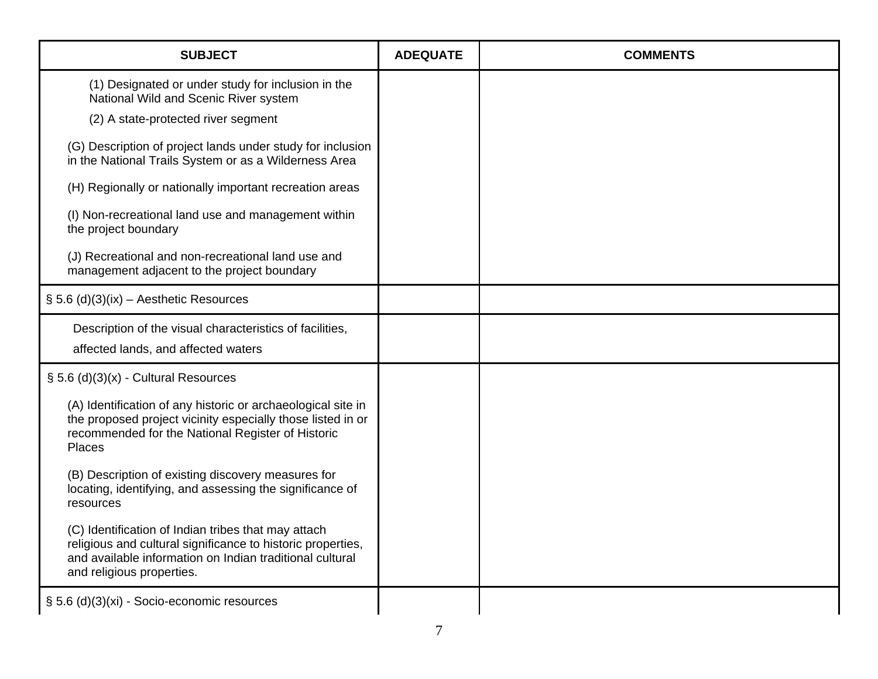| SUBJECT | ADEQUATE | COMMENTS |
|---|---|---|
| (1) Designated or under study for inclusion in the National Wild and Scenic River system<br>(2) A state-protected river segment<br>(G) Description of project lands under study for inclusion in the National Trails System or as a Wilderness Area<br>(H) Regionally or nationally important recreation areas<br>(I) Non-recreational land use and management within the project boundary<br>(J) Recreational and non-recreational land use and management adjacent to the project boundary | | |
| § 5.6 (d)(3)(ix) – Aesthetic Resources | | |
| Description of the visual characteristics of facilities, affected lands, and affected waters | | |
| § 5.6 (d)(3)(x) - Cultural Resources<br>(A) Identification of any historic or archaeological site in the proposed project vicinity especially those listed in or recommended for the National Register of Historic Places<br>(B) Description of existing discovery measures for locating, identifying, and assessing the significance of resources<br>(C) Identification of Indian tribes that may attach religious and cultural significance to historic properties, and available information on Indian traditional cultural and religious properties. | | |
| § 5.6 (d)(3)(xi) - Socio-economic resources | | |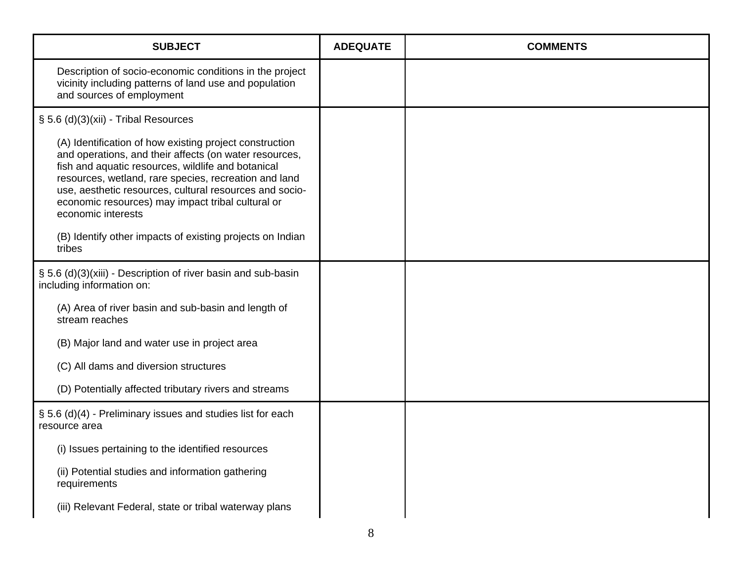| SUBJECT | ADEQUATE | COMMENTS |
|---|---|---|
| Description of socio-economic conditions in the project vicinity including patterns of land use and population and sources of employment | | |
| § 5.6 (d)(3)(xii) - Tribal Resources<br><br>(A) Identification of how existing project construction and operations, and their affects (on water resources, fish and aquatic resources, wildlife and botanical resources, wetland, rare species, recreation and land use, aesthetic resources, cultural resources and socio-economic resources) may impact tribal cultural or economic interests<br><br>(B) Identify other impacts of existing projects on Indian tribes | | |
| § 5.6 (d)(3)(xiii) - Description of river basin and sub-basin including information on:<br><br>(A) Area of river basin and sub-basin and length of stream reaches<br><br>(B) Major land and water use in project area<br><br>(C) All dams and diversion structures<br><br>(D) Potentially affected tributary rivers and streams | | |
| § 5.6 (d)(4) - Preliminary issues and studies list for each resource area<br><br>(i) Issues pertaining to the identified resources<br><br>(ii) Potential studies and information gathering requirements<br><br>(iii) Relevant Federal, state or tribal waterway plans | | |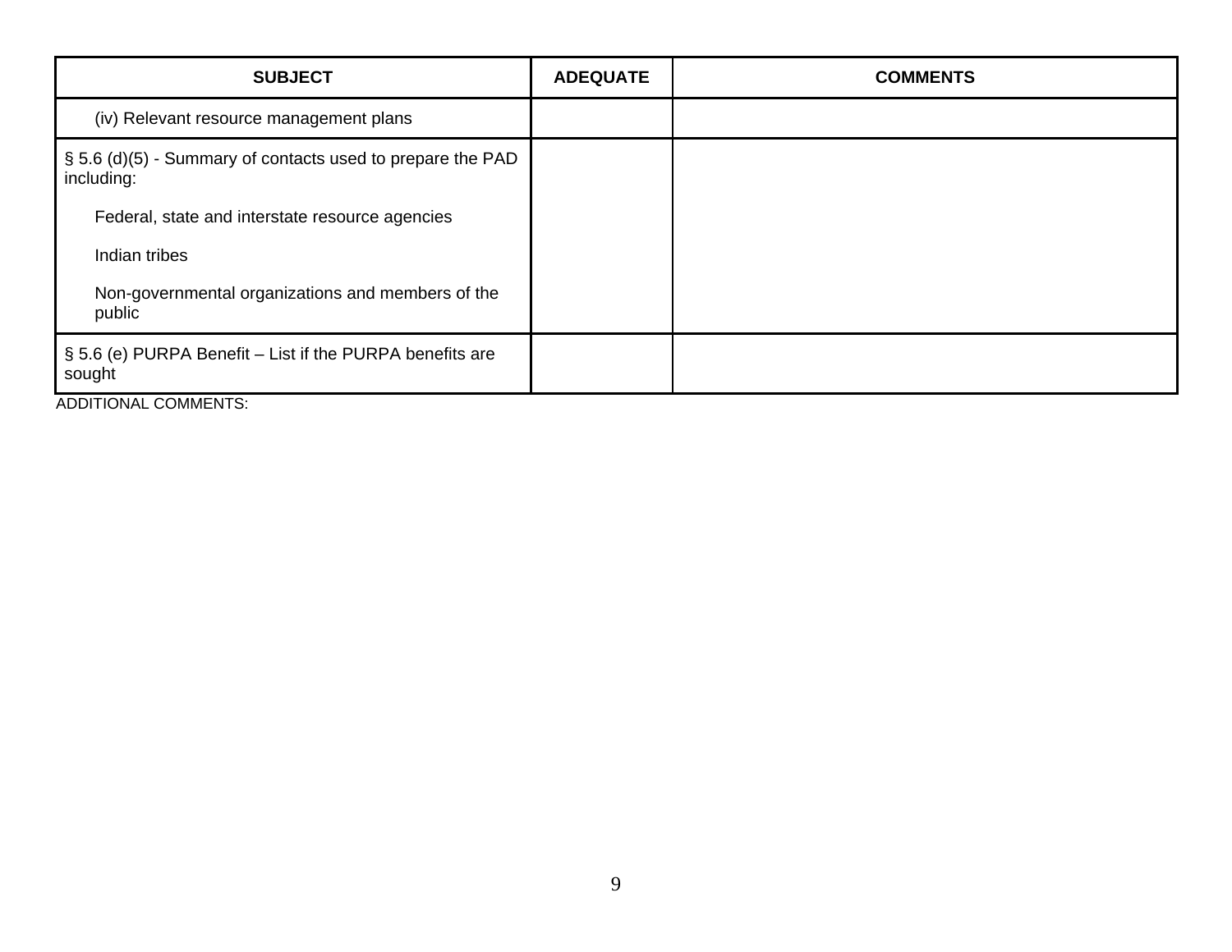| SUBJECT | ADEQUATE | COMMENTS |
| --- | --- | --- |
| (iv) Relevant resource management plans | | |
| § 5.6 (d)(5) - Summary of contacts used to prepare the PAD including:<br><br>Federal, state and interstate resource agencies<br><br>Indian tribes<br><br>Non-governmental organizations and members of the public | | |
| § 5.6 (e) PURPA Benefit – List if the PURPA benefits are sought | | |

ADDITIONAL COMMENTS: